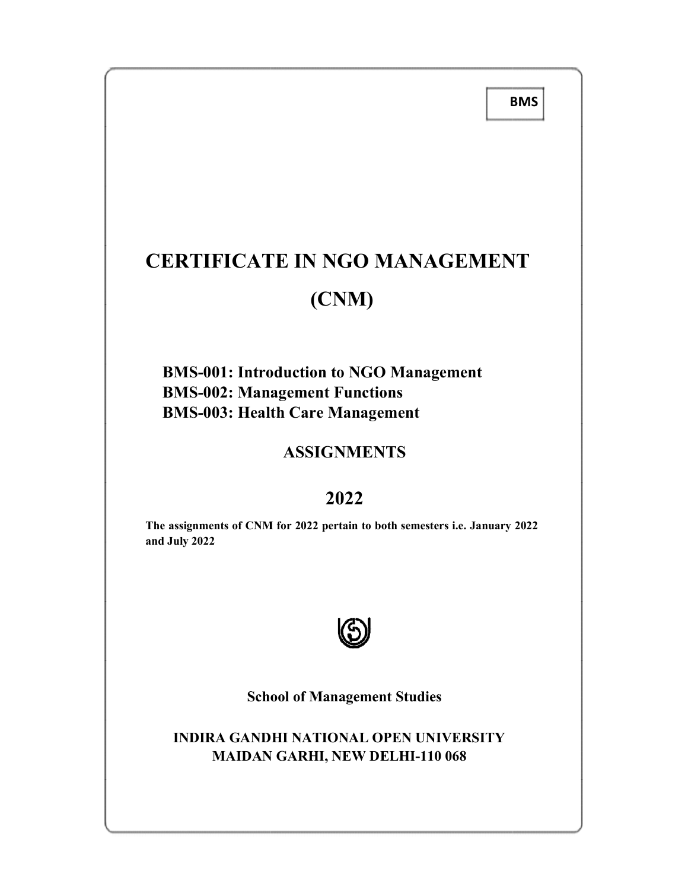BMS

# CERTIFICATE IN NGO MANAGEMENT

# (CNM)

**BMS-001: Introduction to NGO Management**
**BMS-002: Management Functions**
**BMS-003: Health Care Management**

## ASSIGNMENTS

## 2022

**The assignments of CNM for 2022 pertain to both semesters i.e. January 2022 and July 2022**

**School of Management Studies**

**INDIRA GANDHI NATIONAL OPEN UNIVERSITY**
**MAIDAN GARHI, NEW DELHI-110 068**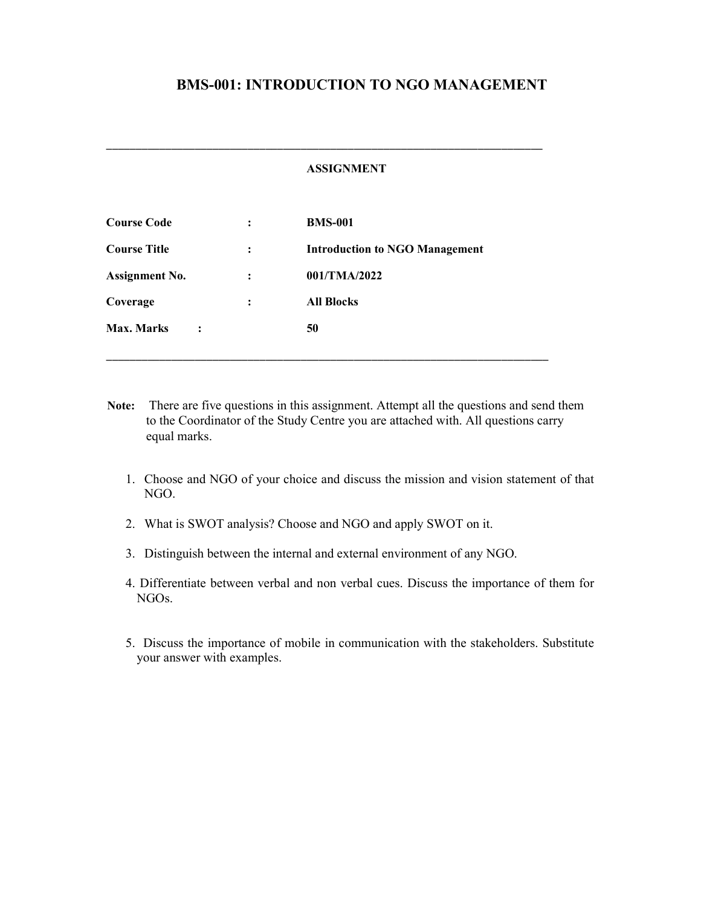# BMS-001: INTRODUCTION TO NGO MANAGEMENT

---

**ASSIGNMENT**

| | | |
|---|---|---|
| **Course Code** | : | **BMS-001** |
| **Course Title** | : | **Introduction to NGO Management** |
| **Assignment No.** | : | **001/TMA/2022** |
| **Coverage** | : | **All Blocks** |
| **Max. Marks** | : | **50** |

---

**Note:** There are five questions in this assignment. Attempt all the questions and send them to the Coordinator of the Study Centre you are attached with. All questions carry equal marks.

1. Choose and NGO of your choice and discuss the mission and vision statement of that NGO.

2. What is SWOT analysis? Choose and NGO and apply SWOT on it.

3. Distinguish between the internal and external environment of any NGO.

4. Differentiate between verbal and non verbal cues. Discuss the importance of them for NGOs.

5. Discuss the importance of mobile in communication with the stakeholders. Substitute your answer with examples.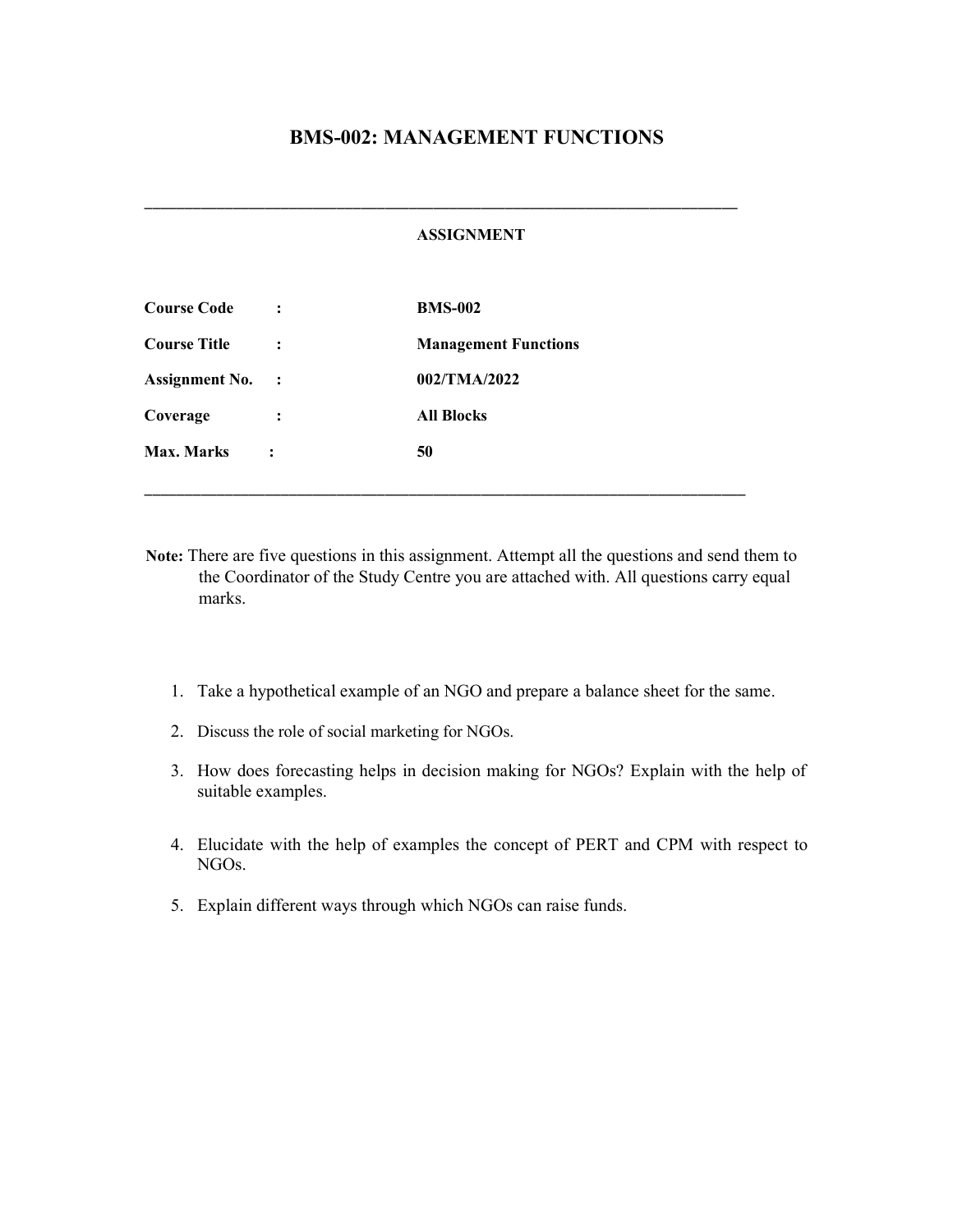# BMS-002: MANAGEMENT FUNCTIONS

---

**ASSIGNMENT**

| | | |
|---|---|---|
| **Course Code** | **:** | **BMS-002** |
| **Course Title** | **:** | **Management Functions** |
| **Assignment No.** | **:** | **002/TMA/2022** |
| **Coverage** | **:** | **All Blocks** |
| **Max. Marks** | **:** | **50** |

---

**Note:** There are five questions in this assignment. Attempt all the questions and send them to the Coordinator of the Study Centre you are attached with. All questions carry equal marks.

1. Take a hypothetical example of an NGO and prepare a balance sheet for the same.
2. Discuss the role of social marketing for NGOs.
3. How does forecasting helps in decision making for NGOs? Explain with the help of suitable examples.
4. Elucidate with the help of examples the concept of PERT and CPM with respect to NGOs.
5. Explain different ways through which NGOs can raise funds.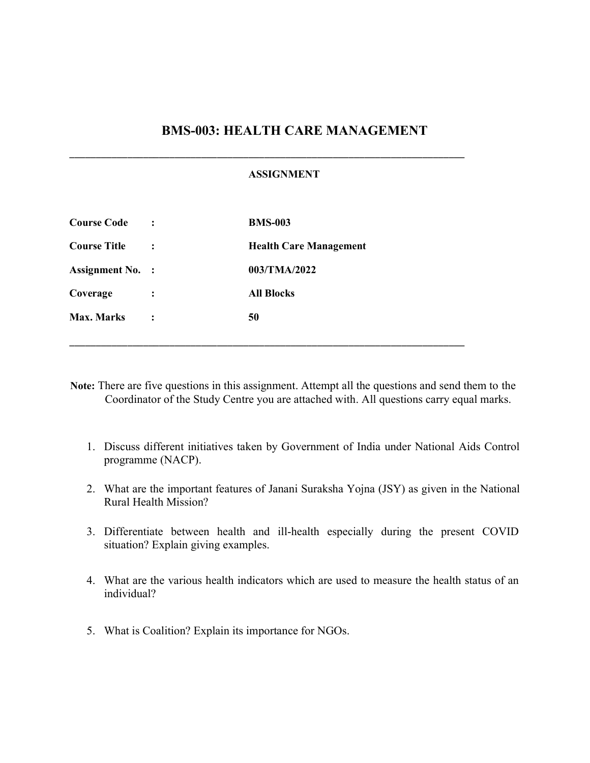# BMS-003: HEALTH CARE MANAGEMENT

---

**ASSIGNMENT**

| | | |
|---|---|---|
| **Course Code** | **:** | **BMS-003** |
| **Course Title** | **:** | **Health Care Management** |
| **Assignment No.** | **:** | **003/TMA/2022** |
| **Coverage** | **:** | **All Blocks** |
| **Max. Marks** | **:** | **50** |

---

**Note:** There are five questions in this assignment. Attempt all the questions and send them to the Coordinator of the Study Centre you are attached with. All questions carry equal marks.

1. Discuss different initiatives taken by Government of India under National Aids Control programme (NACP).

2. What are the important features of Janani Suraksha Yojna (JSY) as given in the National Rural Health Mission?

3. Differentiate between health and ill-health especially during the present COVID situation? Explain giving examples.

4. What are the various health indicators which are used to measure the health status of an individual?

5. What is Coalition? Explain its importance for NGOs.